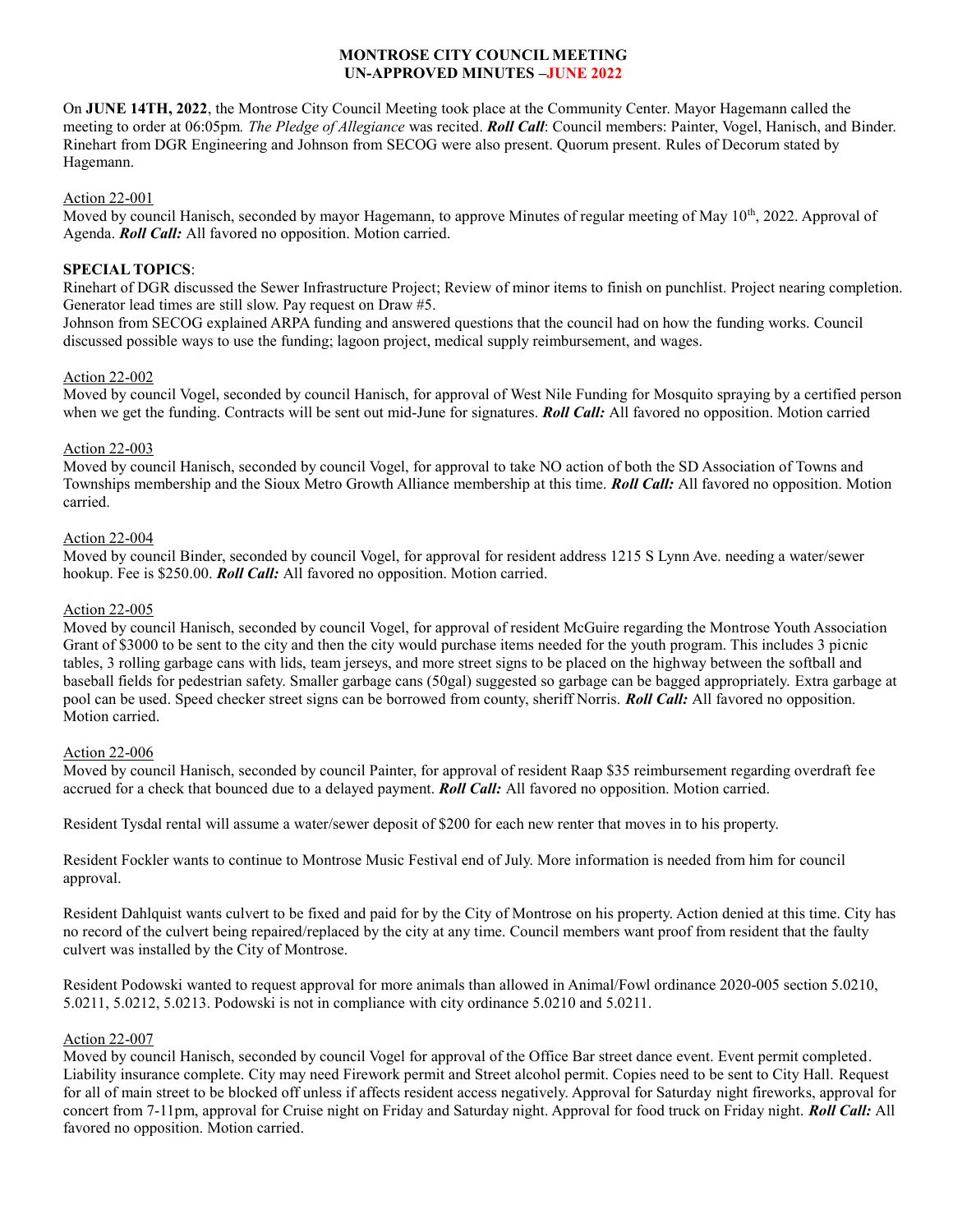# MONTROSE CITY COUNCIL MEETING
## UN-APPROVED MINUTES –JUNE 2022

On **JUNE 14TH, 2022**, the Montrose City Council Meeting took place at the Community Center. Mayor Hagemann called the meeting to order at 06:05pm. *The Pledge of Allegiance* was recited. ***Roll Call***: Council members: Painter, Vogel, Hanisch, and Binder. Rinehart from DGR Engineering and Johnson from SECOG were also present. Quorum present. Rules of Decorum stated by Hagemann.

Action 22-001

Moved by council Hanisch, seconded by mayor Hagemann, to approve Minutes of regular meeting of May 10th, 2022. Approval of Agenda. ***Roll Call:*** All favored no opposition. Motion carried.

**SPECIAL TOPICS**:

Rinehart of DGR discussed the Sewer Infrastructure Project; Review of minor items to finish on punchlist. Project nearing completion. Generator lead times are still slow. Pay request on Draw #5.

Johnson from SECOG explained ARPA funding and answered questions that the council had on how the funding works. Council discussed possible ways to use the funding; lagoon project, medical supply reimbursement, and wages.

Action 22-002

Moved by council Vogel, seconded by council Hanisch, for approval of West Nile Funding for Mosquito spraying by a certified person when we get the funding. Contracts will be sent out mid-June for signatures. ***Roll Call:*** All favored no opposition. Motion carried

Action 22-003

Moved by council Hanisch, seconded by council Vogel, for approval to take NO action of both the SD Association of Towns and Townships membership and the Sioux Metro Growth Alliance membership at this time. ***Roll Call:*** All favored no opposition. Motion carried.

Action 22-004

Moved by council Binder, seconded by council Vogel, for approval for resident address 1215 S Lynn Ave. needing a water/sewer hookup. Fee is $250.00. ***Roll Call:*** All favored no opposition. Motion carried.

Action 22-005

Moved by council Hanisch, seconded by council Vogel, for approval of resident McGuire regarding the Montrose Youth Association Grant of $3000 to be sent to the city and then the city would purchase items needed for the youth program. This includes 3 picnic tables, 3 rolling garbage cans with lids, team jerseys, and more street signs to be placed on the highway between the softball and baseball fields for pedestrian safety. Smaller garbage cans (50gal) suggested so garbage can be bagged appropriately. Extra garbage at pool can be used. Speed checker street signs can be borrowed from county, sheriff Norris. ***Roll Call:*** All favored no opposition. Motion carried.

Action 22-006

Moved by council Hanisch, seconded by council Painter, for approval of resident Raap $35 reimbursement regarding overdraft fee accrued for a check that bounced due to a delayed payment. ***Roll Call:*** All favored no opposition. Motion carried.

Resident Tysdal rental will assume a water/sewer deposit of $200 for each new renter that moves in to his property.

Resident Fockler wants to continue to Montrose Music Festival end of July. More information is needed from him for council approval.

Resident Dahlquist wants culvert to be fixed and paid for by the City of Montrose on his property. Action denied at this time. City has no record of the culvert being repaired/replaced by the city at any time. Council members want proof from resident that the faulty culvert was installed by the City of Montrose.

Resident Podowski wanted to request approval for more animals than allowed in Animal/Fowl ordinance 2020-005 section 5.0210, 5.0211, 5.0212, 5.0213. Podowski is not in compliance with city ordinance 5.0210 and 5.0211.

Action 22-007

Moved by council Hanisch, seconded by council Vogel for approval of the Office Bar street dance event. Event permit completed. Liability insurance complete. City may need Firework permit and Street alcohol permit. Copies need to be sent to City Hall. Request for all of main street to be blocked off unless if affects resident access negatively. Approval for Saturday night fireworks, approval for concert from 7-11pm, approval for Cruise night on Friday and Saturday night. Approval for food truck on Friday night. ***Roll Call:*** All favored no opposition. Motion carried.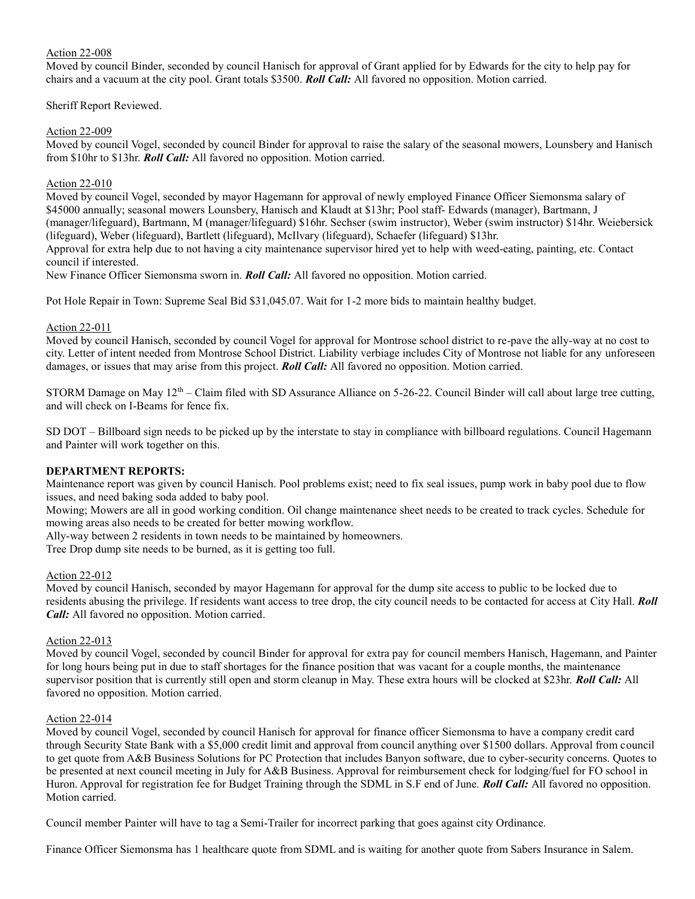Action 22-008

Moved by council Binder, seconded by council Hanisch for approval of Grant applied for by Edwards for the city to help pay for chairs and a vacuum at the city pool. Grant totals $3500. ***Roll Call:*** All favored no opposition. Motion carried.

Sheriff Report Reviewed.

Action 22-009

Moved by council Vogel, seconded by council Binder for approval to raise the salary of the seasonal mowers, Lounsbery and Hanisch from $10hr to $13hr. ***Roll Call:*** All favored no opposition. Motion carried.

Action 22-010

Moved by council Vogel, seconded by mayor Hagemann for approval of newly employed Finance Officer Siemonsma salary of $45000 annually; seasonal mowers Lounsbery, Hanisch and Klaudt at $13hr; Pool staff- Edwards (manager), Bartmann, J (manager/lifeguard), Bartmann, M (manager/lifeguard) $16hr. Sechser (swim instructor), Weber (swim instructor) $14hr. Weiebersick (lifeguard), Weber (lifeguard), Bartlett (lifeguard), McIlvary (lifeguard), Schaefer (lifeguard) $13hr.

Approval for extra help due to not having a city maintenance supervisor hired yet to help with weed-eating, painting, etc. Contact council if interested.

New Finance Officer Siemonsma sworn in. ***Roll Call:*** All favored no opposition. Motion carried.

Pot Hole Repair in Town: Supreme Seal Bid $31,045.07. Wait for 1-2 more bids to maintain healthy budget.

Action 22-011

Moved by council Hanisch, seconded by council Vogel for approval for Montrose school district to re-pave the ally-way at no cost to city. Letter of intent needed from Montrose School District. Liability verbiage includes City of Montrose not liable for any unforeseen damages, or issues that may arise from this project. ***Roll Call:*** All favored no opposition. Motion carried.

STORM Damage on May 12th – Claim filed with SD Assurance Alliance on 5-26-22. Council Binder will call about large tree cutting, and will check on I-Beams for fence fix.

SD DOT – Billboard sign needs to be picked up by the interstate to stay in compliance with billboard regulations. Council Hagemann and Painter will work together on this.

**DEPARTMENT REPORTS:**

Maintenance report was given by council Hanisch. Pool problems exist; need to fix seal issues, pump work in baby pool due to flow issues, and need baking soda added to baby pool.

Mowing; Mowers are all in good working condition. Oil change maintenance sheet needs to be created to track cycles. Schedule for mowing areas also needs to be created for better mowing workflow.

Ally-way between 2 residents in town needs to be maintained by homeowners.

Tree Drop dump site needs to be burned, as it is getting too full.

Action 22-012

Moved by council Hanisch, seconded by mayor Hagemann for approval for the dump site access to public to be locked due to residents abusing the privilege. If residents want access to tree drop, the city council needs to be contacted for access at City Hall. ***Roll Call:*** All favored no opposition. Motion carried.

Action 22-013

Moved by council Vogel, seconded by council Binder for approval for extra pay for council members Hanisch, Hagemann, and Painter for long hours being put in due to staff shortages for the finance position that was vacant for a couple months, the maintenance supervisor position that is currently still open and storm cleanup in May. These extra hours will be clocked at $23hr. ***Roll Call:*** All favored no opposition. Motion carried.

Action 22-014

Moved by council Vogel, seconded by council Hanisch for approval for finance officer Siemonsma to have a company credit card through Security State Bank with a $5,000 credit limit and approval from council anything over $1500 dollars. Approval from council to get quote from A&B Business Solutions for PC Protection that includes Banyon software, due to cyber-security concerns. Quotes to be presented at next council meeting in July for A&B Business. Approval for reimbursement check for lodging/fuel for FO school in Huron. Approval for registration fee for Budget Training through the SDML in S.F end of June. ***Roll Call:*** All favored no opposition. Motion carried.

Council member Painter will have to tag a Semi-Trailer for incorrect parking that goes against city Ordinance.

Finance Officer Siemonsma has 1 healthcare quote from SDML and is waiting for another quote from Sabers Insurance in Salem.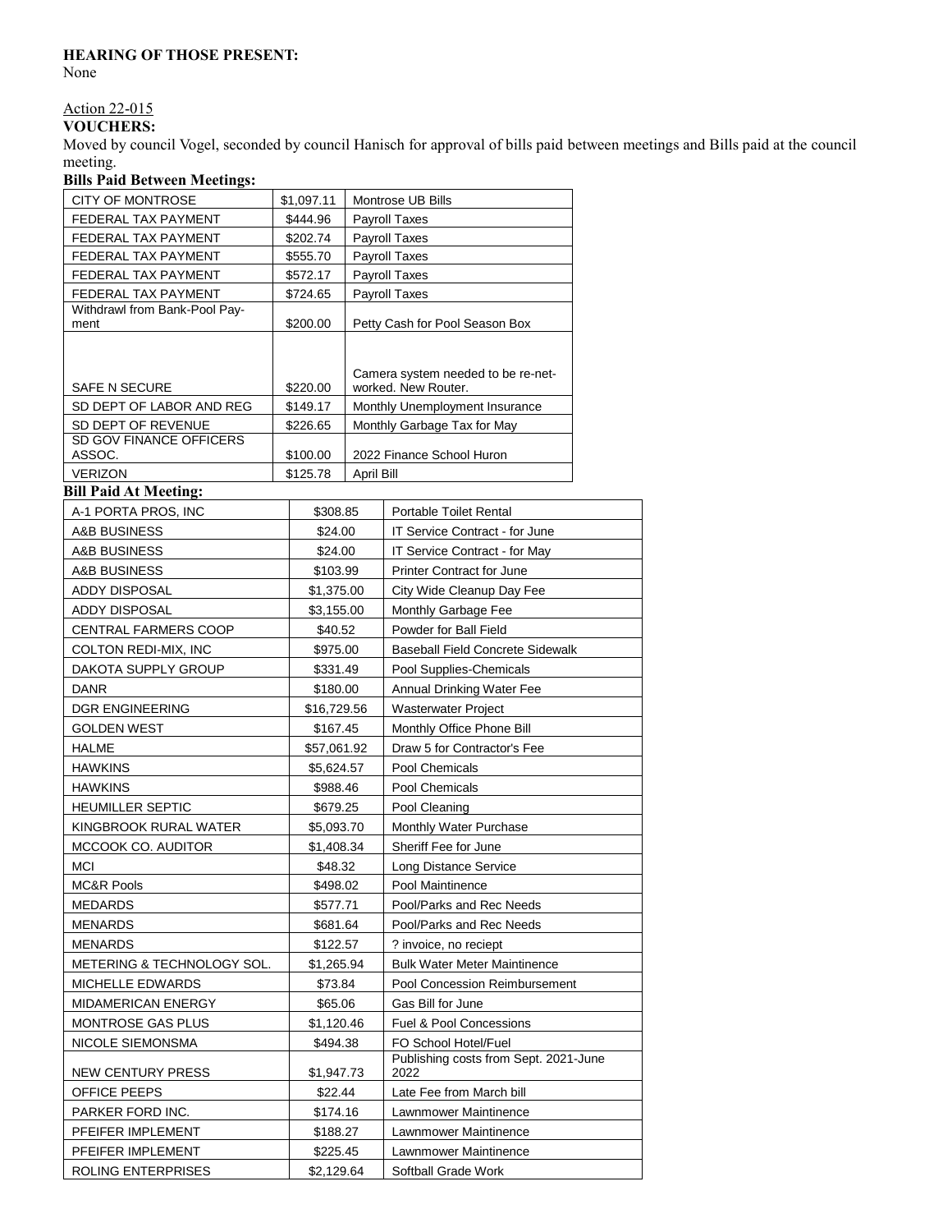**HEARING OF THOSE PRESENT:**
None

Action 22-015

**VOUCHERS:**
Moved by council Vogel, seconded by council Hanisch for approval of bills paid between meetings and Bills paid at the council meeting.

**Bills Paid Between Meetings:**

| | | |
|---|---|---|
| CITY OF MONTROSE | $1,097.11 | Montrose UB Bills |
| FEDERAL TAX PAYMENT | $444.96 | Payroll Taxes |
| FEDERAL TAX PAYMENT | $202.74 | Payroll Taxes |
| FEDERAL TAX PAYMENT | $555.70 | Payroll Taxes |
| FEDERAL TAX PAYMENT | $572.17 | Payroll Taxes |
| FEDERAL TAX PAYMENT | $724.65 | Payroll Taxes |
| Withdrawl from Bank-Pool Payment | $200.00 | Petty Cash for Pool Season Box |
| SAFE N SECURE | $220.00 | Camera system needed to be re-networked. New Router. |
| SD DEPT OF LABOR AND REG | $149.17 | Monthly Unemployment Insurance |
| SD DEPT OF REVENUE | $226.65 | Monthly Garbage Tax for May |
| SD GOV FINANCE OFFICERS ASSOC. | $100.00 | 2022 Finance School Huron |
| VERIZON | $125.78 | April Bill |

**Bill Paid At Meeting:**

| | | |
|---|---|---|
| A-1 PORTA PROS, INC | $308.85 | Portable Toilet Rental |
| A&B BUSINESS | $24.00 | IT Service Contract - for June |
| A&B BUSINESS | $24.00 | IT Service Contract - for May |
| A&B BUSINESS | $103.99 | Printer Contract for June |
| ADDY DISPOSAL | $1,375.00 | City Wide Cleanup Day Fee |
| ADDY DISPOSAL | $3,155.00 | Monthly Garbage Fee |
| CENTRAL FARMERS COOP | $40.52 | Powder for Ball Field |
| COLTON REDI-MIX, INC | $975.00 | Baseball Field Concrete Sidewalk |
| DAKOTA SUPPLY GROUP | $331.49 | Pool Supplies-Chemicals |
| DANR | $180.00 | Annual Drinking Water Fee |
| DGR ENGINEERING | $16,729.56 | Wasterwater Project |
| GOLDEN WEST | $167.45 | Monthly Office Phone Bill |
| HALME | $57,061.92 | Draw 5 for Contractor's Fee |
| HAWKINS | $5,624.57 | Pool Chemicals |
| HAWKINS | $988.46 | Pool Chemicals |
| HEUMILLER SEPTIC | $679.25 | Pool Cleaning |
| KINGBROOK RURAL WATER | $5,093.70 | Monthly Water Purchase |
| MCCOOK CO. AUDITOR | $1,408.34 | Sheriff Fee for June |
| MCI | $48.32 | Long Distance Service |
| MC&R Pools | $498.02 | Pool Maintinence |
| MEDARDS | $577.71 | Pool/Parks and Rec Needs |
| MENARDS | $681.64 | Pool/Parks and Rec Needs |
| MENARDS | $122.57 | ? invoice, no reciept |
| METERING & TECHNOLOGY SOL. | $1,265.94 | Bulk Water Meter Maintinence |
| MICHELLE EDWARDS | $73.84 | Pool Concession Reimbursement |
| MIDAMERICAN ENERGY | $65.06 | Gas Bill for June |
| MONTROSE GAS PLUS | $1,120.46 | Fuel & Pool Concessions |
| NICOLE SIEMONSMA | $494.38 | FO School Hotel/Fuel |
| NEW CENTURY PRESS | $1,947.73 | Publishing costs from Sept. 2021-June 2022 |
| OFFICE PEEPS | $22.44 | Late Fee from March bill |
| PARKER FORD INC. | $174.16 | Lawnmower Maintinence |
| PFEIFER IMPLEMENT | $188.27 | Lawnmower Maintinence |
| PFEIFER IMPLEMENT | $225.45 | Lawnmower Maintinence |
| ROLING ENTERPRISES | $2,129.64 | Softball Grade Work |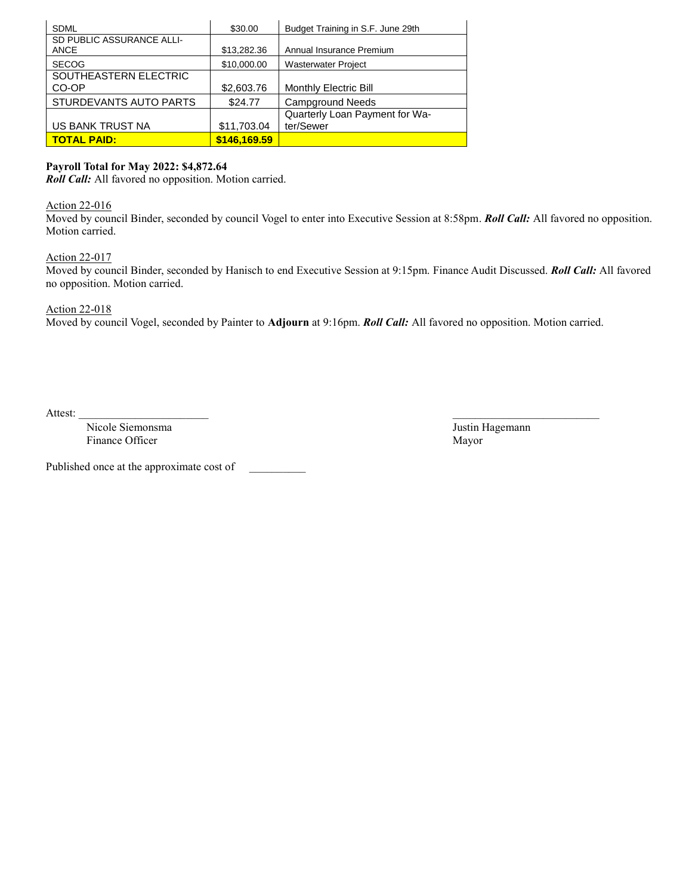| | | |
|---|---|---|
| SDML | \$30.00 | Budget Training in S.F. June 29th |
| SD PUBLIC ASSURANCE ALLIANCE | \$13,282.36 | Annual Insurance Premium |
| SECOG | \$10,000.00 | Wasterwater Project |
| SOUTHEASTERN ELECTRIC CO-OP | \$2,603.76 | Monthly Electric Bill |
| STURDEVANTS AUTO PARTS | \$24.77 | Campground Needs |
| US BANK TRUST NA | \$11,703.04 | Quarterly Loan Payment for Water/Sewer |
| **TOTAL PAID:** | **\$146,169.59** | |

**Payroll Total for May 2022: \$4,872.64**
***Roll Call:*** All favored no opposition. Motion carried.

Action 22-016
Moved by council Binder, seconded by council Vogel to enter into Executive Session at 8:58pm. ***Roll Call:*** All favored no opposition. Motion carried.

Action 22-017
Moved by council Binder, seconded by Hanisch to end Executive Session at 9:15pm. Finance Audit Discussed. ***Roll Call:*** All favored no opposition. Motion carried.

Action 22-018
Moved by council Vogel, seconded by Painter to **Adjourn** at 9:16pm. ***Roll Call:*** All favored no opposition. Motion carried.

Attest: ______________________ ______________________

Nicole Siemonsma
Finance Officer

Justin Hagemann
Mayor

Published once at the approximate cost of __________